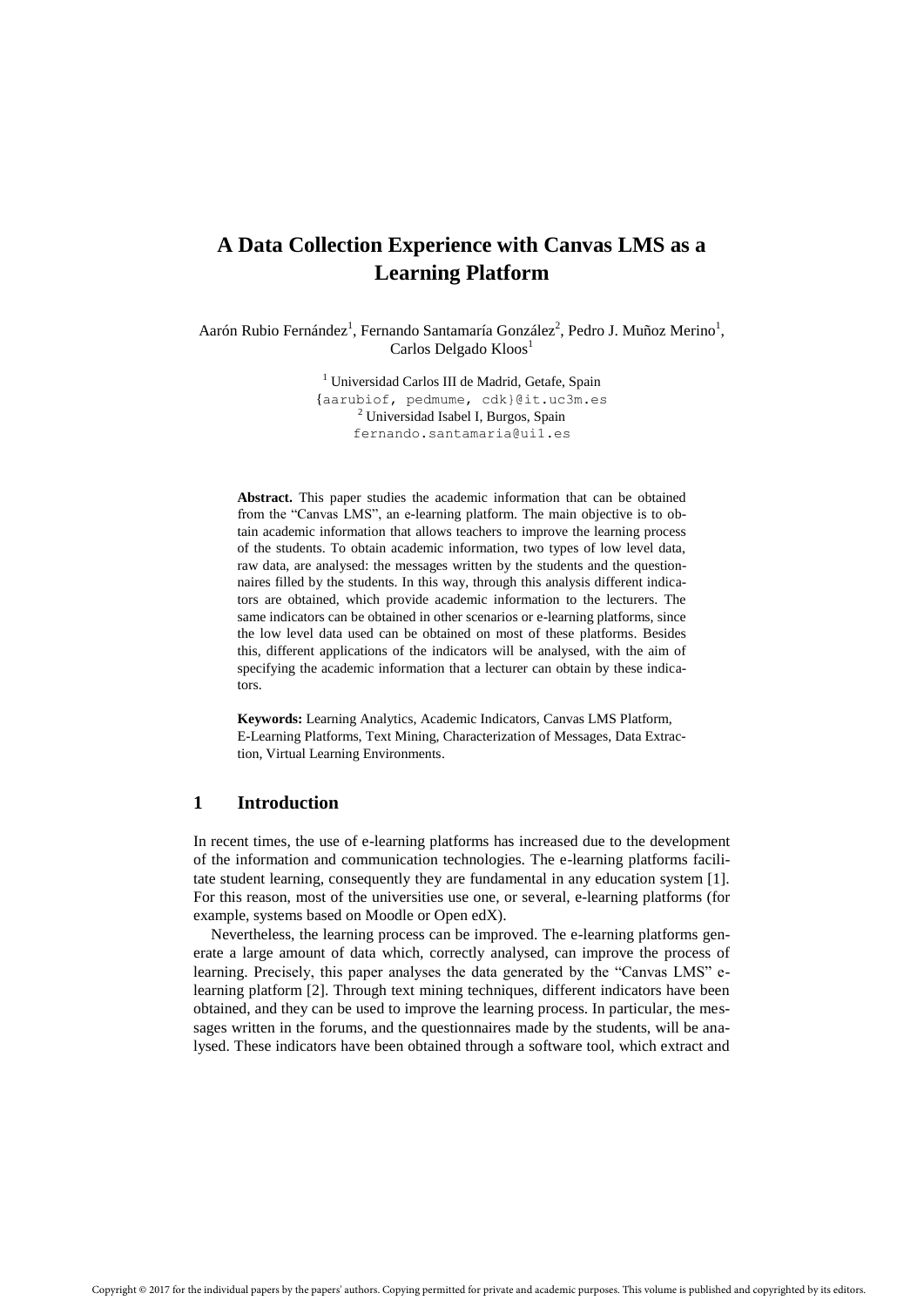# A Data Collection Experience with Canvas LMS as a Learning Platform

Aarón Rubio Fernández[1], Fernando Santamaría González[2], Pedro J. Muñoz Merino[1], Carlos Delgado Kloos[1]

[1] Universidad Carlos III de Madrid, Getafe, Spain
{aarubiof, pedmume, cdk}@it.uc3m.es
[2] Universidad Isabel I, Burgos, Spain
fernando.santamaria@ui1.es

**Abstract.** This paper studies the academic information that can be obtained from the "Canvas LMS", an e-learning platform. The main objective is to obtain academic information that allows teachers to improve the learning process of the students. To obtain academic information, two types of low level data, raw data, are analysed: the messages written by the students and the questionnaires filled by the students. In this way, through this analysis different indicators are obtained, which provide academic information to the lecturers. The same indicators can be obtained in other scenarios or e-learning platforms, since the low level data used can be obtained on most of these platforms. Besides this, different applications of the indicators will be analysed, with the aim of specifying the academic information that a lecturer can obtain by these indicators.

**Keywords:** Learning Analytics, Academic Indicators, Canvas LMS Platform, E-Learning Platforms, Text Mining, Characterization of Messages, Data Extraction, Virtual Learning Environments.

## 1 Introduction

In recent times, the use of e-learning platforms has increased due to the development of the information and communication technologies. The e-learning platforms facilitate student learning, consequently they are fundamental in any education system [1]. For this reason, most of the universities use one, or several, e-learning platforms (for example, systems based on Moodle or Open edX).

Nevertheless, the learning process can be improved. The e-learning platforms generate a large amount of data which, correctly analysed, can improve the process of learning. Precisely, this paper analyses the data generated by the "Canvas LMS" e-learning platform [2]. Through text mining techniques, different indicators have been obtained, and they can be used to improve the learning process. In particular, the messages written in the forums, and the questionnaires made by the students, will be analysed. These indicators have been obtained through a software tool, which extract and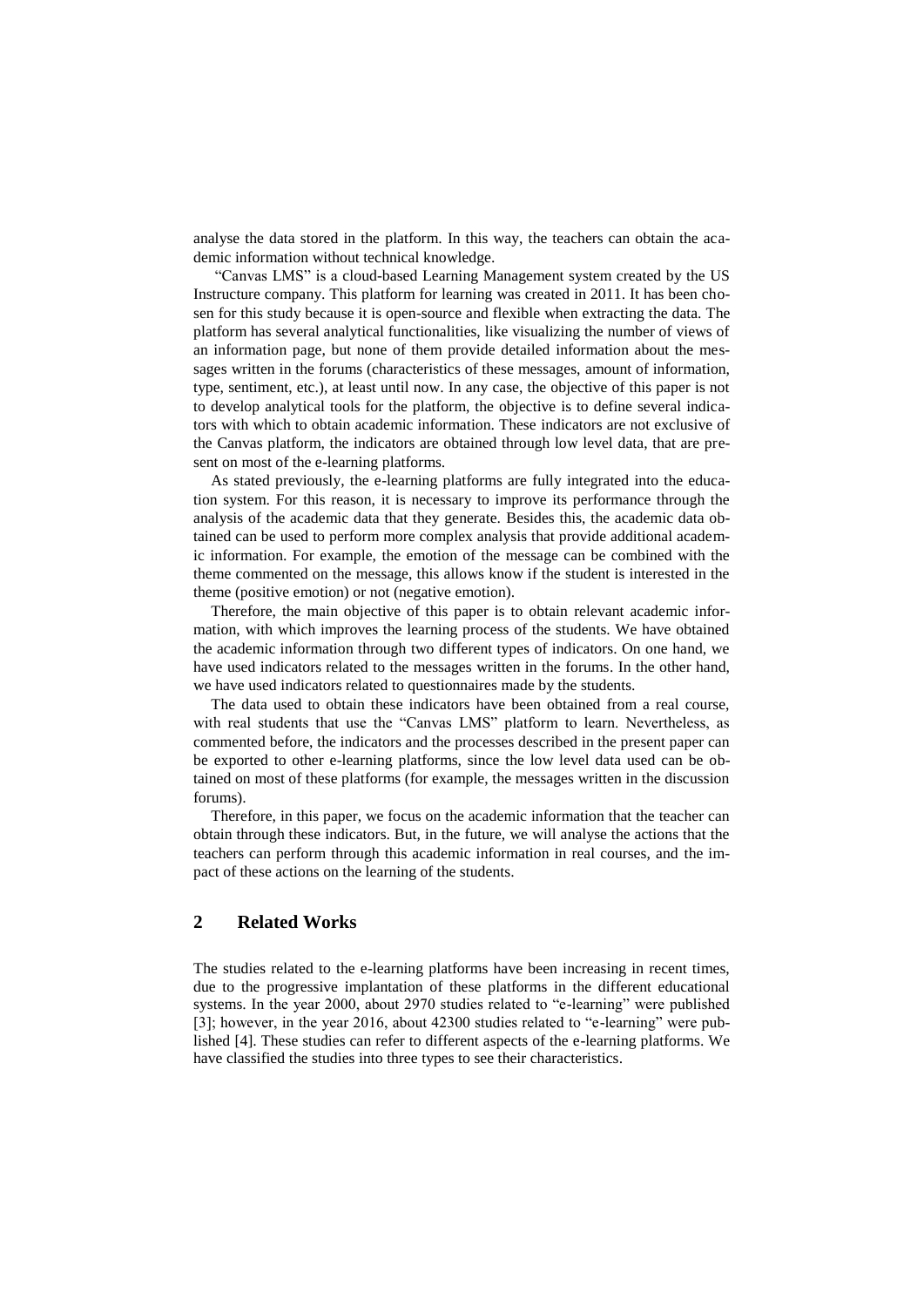analyse the data stored in the platform. In this way, the teachers can obtain the academic information without technical knowledge.

"Canvas LMS" is a cloud-based Learning Management system created by the US Instructure company. This platform for learning was created in 2011. It has been chosen for this study because it is open-source and flexible when extracting the data. The platform has several analytical functionalities, like visualizing the number of views of an information page, but none of them provide detailed information about the messages written in the forums (characteristics of these messages, amount of information, type, sentiment, etc.), at least until now. In any case, the objective of this paper is not to develop analytical tools for the platform, the objective is to define several indicators with which to obtain academic information. These indicators are not exclusive of the Canvas platform, the indicators are obtained through low level data, that are present on most of the e-learning platforms.

As stated previously, the e-learning platforms are fully integrated into the education system. For this reason, it is necessary to improve its performance through the analysis of the academic data that they generate. Besides this, the academic data obtained can be used to perform more complex analysis that provide additional academic information. For example, the emotion of the message can be combined with the theme commented on the message, this allows know if the student is interested in the theme (positive emotion) or not (negative emotion).

Therefore, the main objective of this paper is to obtain relevant academic information, with which improves the learning process of the students. We have obtained the academic information through two different types of indicators. On one hand, we have used indicators related to the messages written in the forums. In the other hand, we have used indicators related to questionnaires made by the students.

The data used to obtain these indicators have been obtained from a real course, with real students that use the "Canvas LMS" platform to learn. Nevertheless, as commented before, the indicators and the processes described in the present paper can be exported to other e-learning platforms, since the low level data used can be obtained on most of these platforms (for example, the messages written in the discussion forums).

Therefore, in this paper, we focus on the academic information that the teacher can obtain through these indicators. But, in the future, we will analyse the actions that the teachers can perform through this academic information in real courses, and the impact of these actions on the learning of the students.

## 2 Related Works

The studies related to the e-learning platforms have been increasing in recent times, due to the progressive implantation of these platforms in the different educational systems. In the year 2000, about 2970 studies related to "e-learning" were published [3]; however, in the year 2016, about 42300 studies related to "e-learning" were published [4]. These studies can refer to different aspects of the e-learning platforms. We have classified the studies into three types to see their characteristics.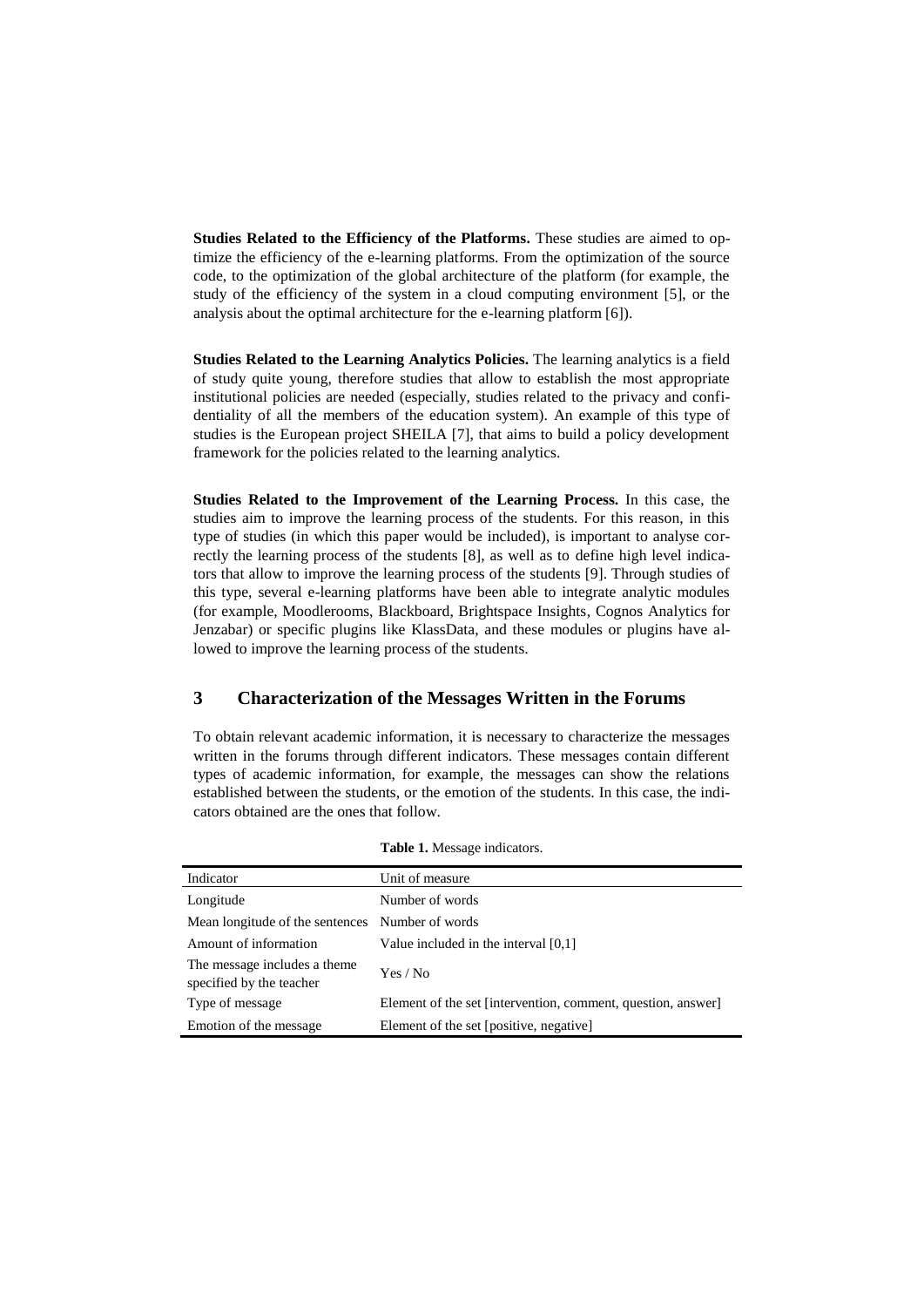**Studies Related to the Efficiency of the Platforms.** These studies are aimed to optimize the efficiency of the e-learning platforms. From the optimization of the source code, to the optimization of the global architecture of the platform (for example, the study of the efficiency of the system in a cloud computing environment [5], or the analysis about the optimal architecture for the e-learning platform [6]).

**Studies Related to the Learning Analytics Policies.** The learning analytics is a field of study quite young, therefore studies that allow to establish the most appropriate institutional policies are needed (especially, studies related to the privacy and confidentiality of all the members of the education system). An example of this type of studies is the European project SHEILA [7], that aims to build a policy development framework for the policies related to the learning analytics.

**Studies Related to the Improvement of the Learning Process.** In this case, the studies aim to improve the learning process of the students. For this reason, in this type of studies (in which this paper would be included), is important to analyse correctly the learning process of the students [8], as well as to define high level indicators that allow to improve the learning process of the students [9]. Through studies of this type, several e-learning platforms have been able to integrate analytic modules (for example, Moodlerooms, Blackboard, Brightspace Insights, Cognos Analytics for Jenzabar) or specific plugins like KlassData, and these modules or plugins have allowed to improve the learning process of the students.

## 3 Characterization of the Messages Written in the Forums

To obtain relevant academic information, it is necessary to characterize the messages written in the forums through different indicators. These messages contain different types of academic information, for example, the messages can show the relations established between the students, or the emotion of the students. In this case, the indicators obtained are the ones that follow.

**Table 1.** Message indicators.

| Indicator | Unit of measure |
|---|---|
| Longitude | Number of words |
| Mean longitude of the sentences | Number of words |
| Amount of information | Value included in the interval [0,1] |
| The message includes a theme specified by the teacher | Yes / No |
| Type of message | Element of the set [intervention, comment, question, answer] |
| Emotion of the message | Element of the set [positive, negative] |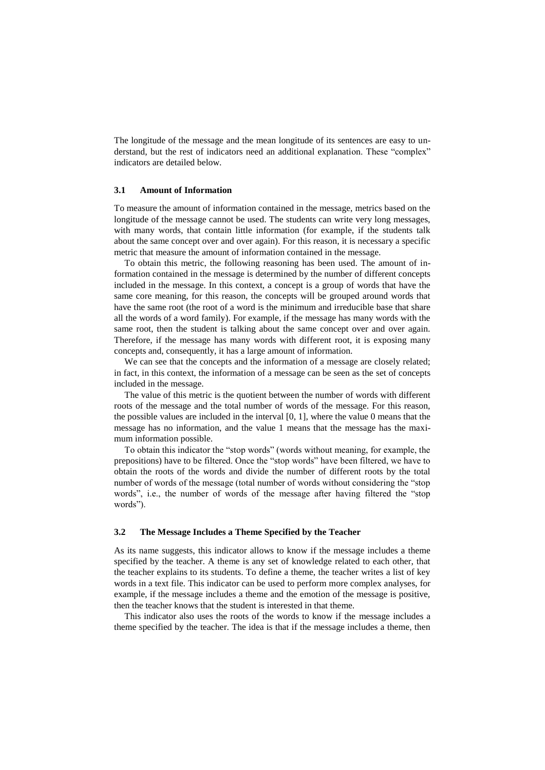The longitude of the message and the mean longitude of its sentences are easy to understand, but the rest of indicators need an additional explanation. These "complex" indicators are detailed below.

### 3.1 Amount of Information

To measure the amount of information contained in the message, metrics based on the longitude of the message cannot be used. The students can write very long messages, with many words, that contain little information (for example, if the students talk about the same concept over and over again). For this reason, it is necessary a specific metric that measure the amount of information contained in the message.

To obtain this metric, the following reasoning has been used. The amount of information contained in the message is determined by the number of different concepts included in the message. In this context, a concept is a group of words that have the same core meaning, for this reason, the concepts will be grouped around words that have the same root (the root of a word is the minimum and irreducible base that share all the words of a word family). For example, if the message has many words with the same root, then the student is talking about the same concept over and over again. Therefore, if the message has many words with different root, it is exposing many concepts and, consequently, it has a large amount of information.

We can see that the concepts and the information of a message are closely related; in fact, in this context, the information of a message can be seen as the set of concepts included in the message.

The value of this metric is the quotient between the number of words with different roots of the message and the total number of words of the message. For this reason, the possible values are included in the interval $[0, 1]$, where the value 0 means that the message has no information, and the value 1 means that the message has the maximum information possible.

To obtain this indicator the "stop words" (words without meaning, for example, the prepositions) have to be filtered. Once the "stop words" have been filtered, we have to obtain the roots of the words and divide the number of different roots by the total number of words of the message (total number of words without considering the "stop words", i.e., the number of words of the message after having filtered the "stop words").

### 3.2 The Message Includes a Theme Specified by the Teacher

As its name suggests, this indicator allows to know if the message includes a theme specified by the teacher. A theme is any set of knowledge related to each other, that the teacher explains to its students. To define a theme, the teacher writes a list of key words in a text file. This indicator can be used to perform more complex analyses, for example, if the message includes a theme and the emotion of the message is positive, then the teacher knows that the student is interested in that theme.

This indicator also uses the roots of the words to know if the message includes a theme specified by the teacher. The idea is that if the message includes a theme, then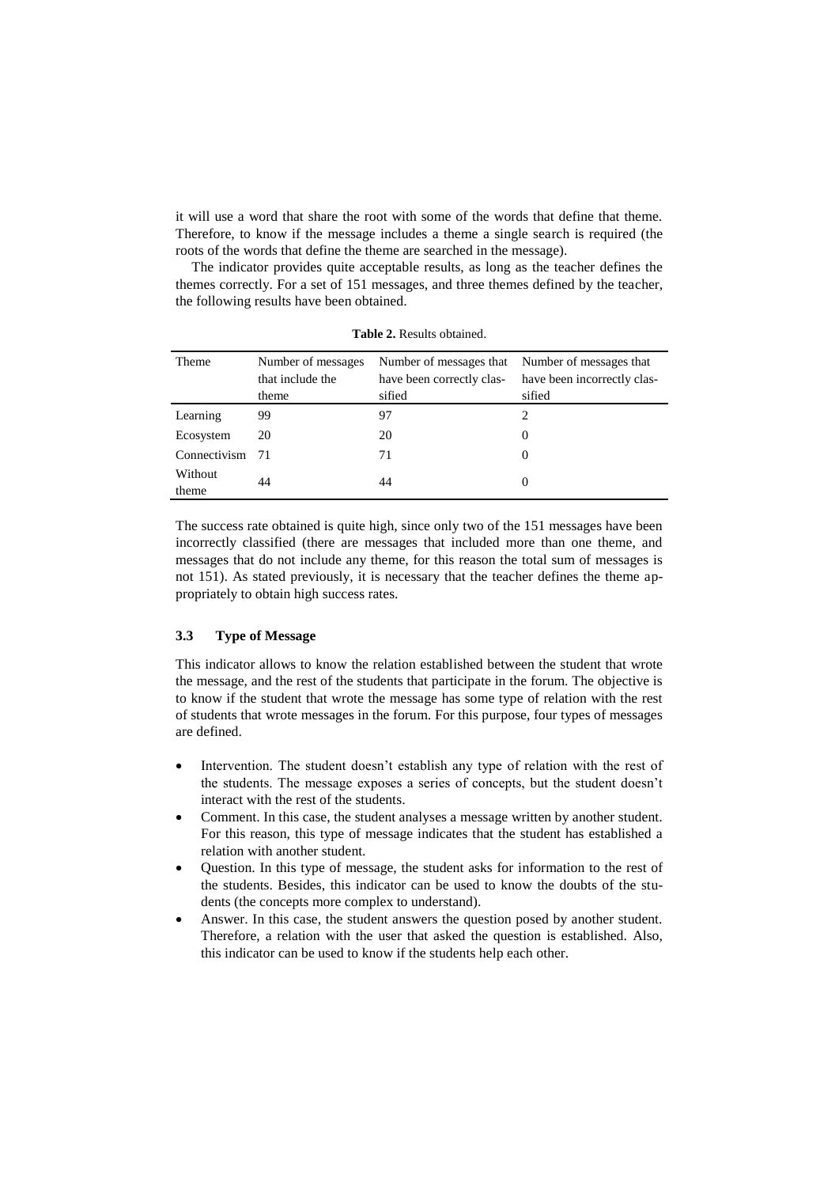it will use a word that share the root with some of the words that define that theme. Therefore, to know if the message includes a theme a single search is required (the roots of the words that define the theme are searched in the message).

The indicator provides quite acceptable results, as long as the teacher defines the themes correctly. For a set of 151 messages, and three themes defined by the teacher, the following results have been obtained.

**Table 2.** Results obtained.

| Theme | Number of messages that include the theme | Number of messages that have been correctly classified | Number of messages that have been incorrectly classified |
|---|---|---|---|
| Learning | 99 | 97 | 2 |
| Ecosystem | 20 | 20 | 0 |
| Connectivism | 71 | 71 | 0 |
| Without theme | 44 | 44 | 0 |

The success rate obtained is quite high, since only two of the 151 messages have been incorrectly classified (there are messages that included more than one theme, and messages that do not include any theme, for this reason the total sum of messages is not 151). As stated previously, it is necessary that the teacher defines the theme appropriately to obtain high success rates.

### 3.3 Type of Message

This indicator allows to know the relation established between the student that wrote the message, and the rest of the students that participate in the forum. The objective is to know if the student that wrote the message has some type of relation with the rest of students that wrote messages in the forum. For this purpose, four types of messages are defined.

- Intervention. The student doesn't establish any type of relation with the rest of the students. The message exposes a series of concepts, but the student doesn't interact with the rest of the students.
- Comment. In this case, the student analyses a message written by another student. For this reason, this type of message indicates that the student has established a relation with another student.
- Question. In this type of message, the student asks for information to the rest of the students. Besides, this indicator can be used to know the doubts of the students (the concepts more complex to understand).
- Answer. In this case, the student answers the question posed by another student. Therefore, a relation with the user that asked the question is established. Also, this indicator can be used to know if the students help each other.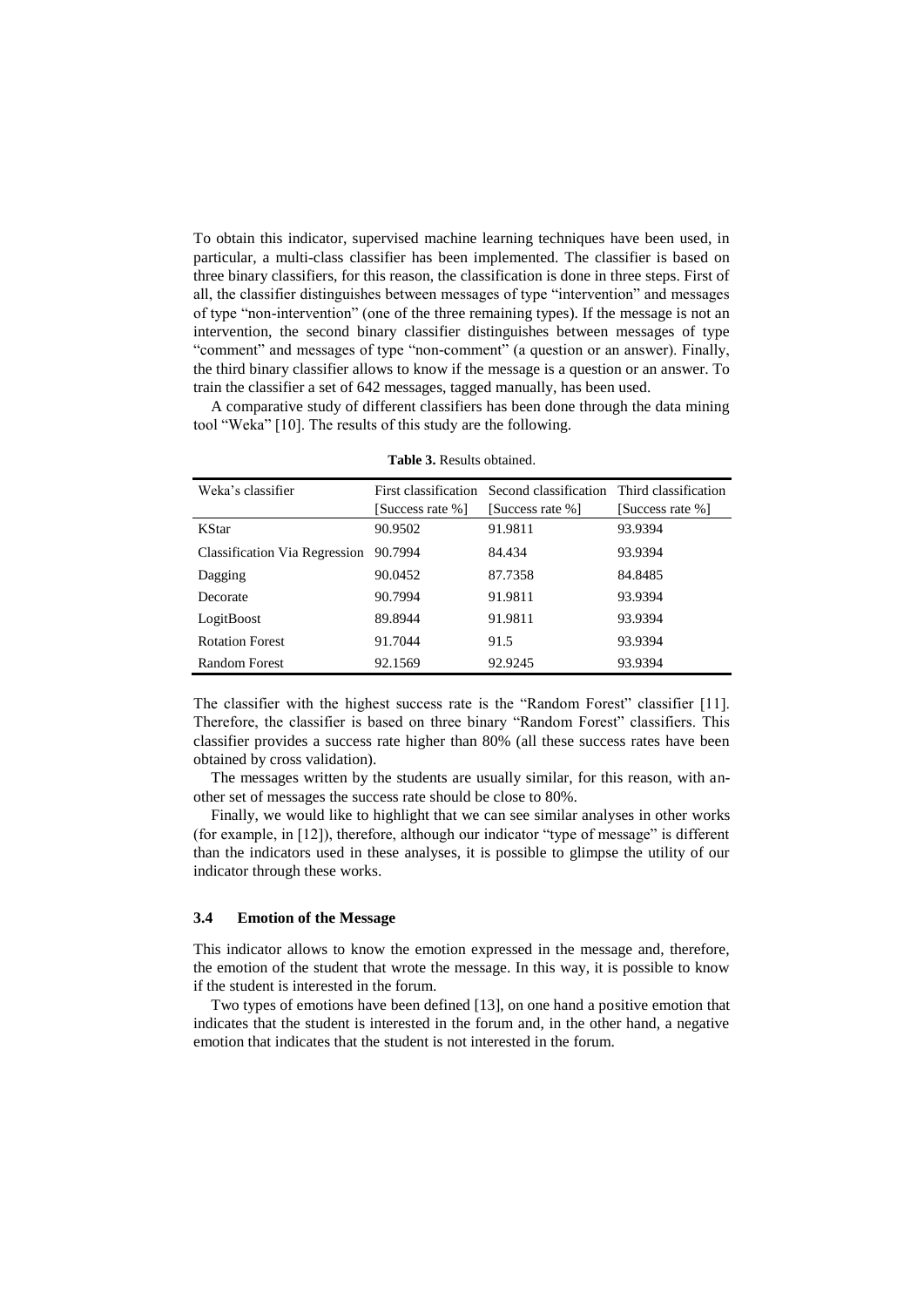To obtain this indicator, supervised machine learning techniques have been used, in particular, a multi-class classifier has been implemented. The classifier is based on three binary classifiers, for this reason, the classification is done in three steps. First of all, the classifier distinguishes between messages of type "intervention" and messages of type "non-intervention" (one of the three remaining types). If the message is not an intervention, the second binary classifier distinguishes between messages of type "comment" and messages of type "non-comment" (a question or an answer). Finally, the third binary classifier allows to know if the message is a question or an answer. To train the classifier a set of 642 messages, tagged manually, has been used.

A comparative study of different classifiers has been done through the data mining tool "Weka" [10]. The results of this study are the following.

**Table 3.** Results obtained.

| Weka's classifier | First classification [Success rate %] | Second classification [Success rate %] | Third classification [Success rate %] |
|---|---|---|---|
| KStar | 90.9502 | 91.9811 | 93.9394 |
| Classification Via Regression | 90.7994 | 84.434 | 93.9394 |
| Dagging | 90.0452 | 87.7358 | 84.8485 |
| Decorate | 90.7994 | 91.9811 | 93.9394 |
| LogitBoost | 89.8944 | 91.9811 | 93.9394 |
| Rotation Forest | 91.7044 | 91.5 | 93.9394 |
| Random Forest | 92.1569 | 92.9245 | 93.9394 |

The classifier with the highest success rate is the "Random Forest" classifier [11]. Therefore, the classifier is based on three binary "Random Forest" classifiers. This classifier provides a success rate higher than 80% (all these success rates have been obtained by cross validation).

The messages written by the students are usually similar, for this reason, with another set of messages the success rate should be close to 80%.

Finally, we would like to highlight that we can see similar analyses in other works (for example, in [12]), therefore, although our indicator "type of message" is different than the indicators used in these analyses, it is possible to glimpse the utility of our indicator through these works.

### 3.4 Emotion of the Message

This indicator allows to know the emotion expressed in the message and, therefore, the emotion of the student that wrote the message. In this way, it is possible to know if the student is interested in the forum.

Two types of emotions have been defined [13], on one hand a positive emotion that indicates that the student is interested in the forum and, in the other hand, a negative emotion that indicates that the student is not interested in the forum.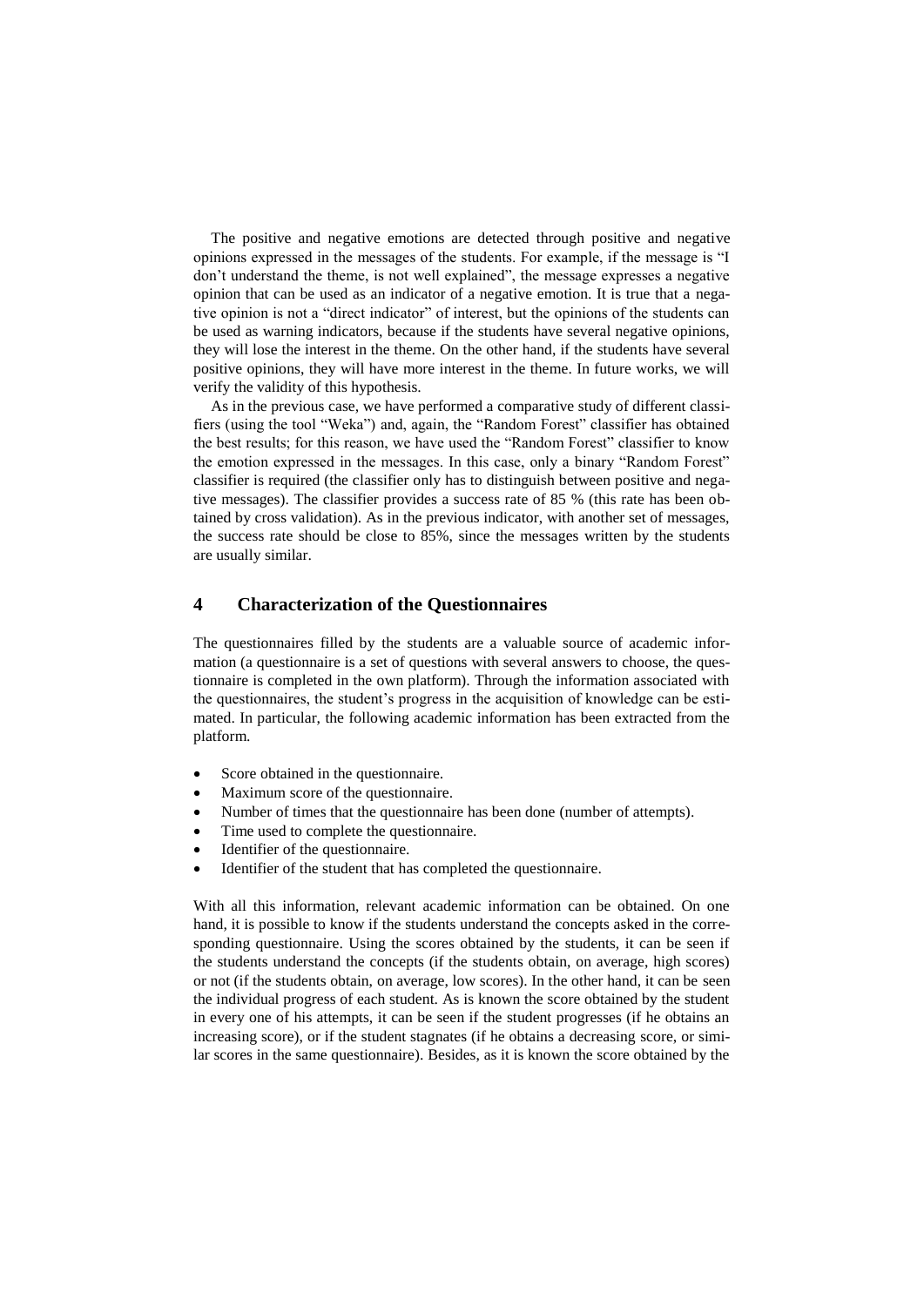The positive and negative emotions are detected through positive and negative opinions expressed in the messages of the students. For example, if the message is "I don't understand the theme, is not well explained", the message expresses a negative opinion that can be used as an indicator of a negative emotion. It is true that a negative opinion is not a "direct indicator" of interest, but the opinions of the students can be used as warning indicators, because if the students have several negative opinions, they will lose the interest in the theme. On the other hand, if the students have several positive opinions, they will have more interest in the theme. In future works, we will verify the validity of this hypothesis.

As in the previous case, we have performed a comparative study of different classifiers (using the tool "Weka") and, again, the "Random Forest" classifier has obtained the best results; for this reason, we have used the "Random Forest" classifier to know the emotion expressed in the messages. In this case, only a binary "Random Forest" classifier is required (the classifier only has to distinguish between positive and negative messages). The classifier provides a success rate of 85 % (this rate has been obtained by cross validation). As in the previous indicator, with another set of messages, the success rate should be close to 85%, since the messages written by the students are usually similar.

## 4 Characterization of the Questionnaires

The questionnaires filled by the students are a valuable source of academic information (a questionnaire is a set of questions with several answers to choose, the questionnaire is completed in the own platform). Through the information associated with the questionnaires, the student's progress in the acquisition of knowledge can be estimated. In particular, the following academic information has been extracted from the platform.

- Score obtained in the questionnaire.
- Maximum score of the questionnaire.
- Number of times that the questionnaire has been done (number of attempts).
- Time used to complete the questionnaire.
- Identifier of the questionnaire.
- Identifier of the student that has completed the questionnaire.

With all this information, relevant academic information can be obtained. On one hand, it is possible to know if the students understand the concepts asked in the corresponding questionnaire. Using the scores obtained by the students, it can be seen if the students understand the concepts (if the students obtain, on average, high scores) or not (if the students obtain, on average, low scores). In the other hand, it can be seen the individual progress of each student. As is known the score obtained by the student in every one of his attempts, it can be seen if the student progresses (if he obtains an increasing score), or if the student stagnates (if he obtains a decreasing score, or similar scores in the same questionnaire). Besides, as it is known the score obtained by the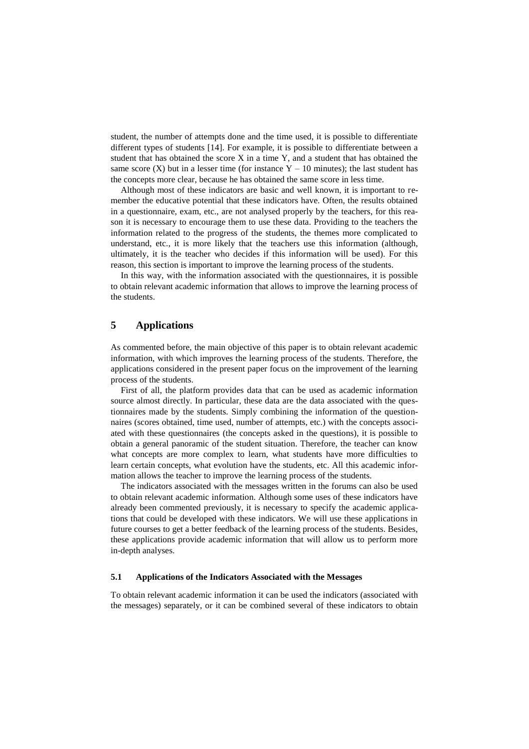student, the number of attempts done and the time used, it is possible to differentiate different types of students [14]. For example, it is possible to differentiate between a student that has obtained the score X in a time Y, and a student that has obtained the same score (X) but in a lesser time (for instance Y – 10 minutes); the last student has the concepts more clear, because he has obtained the same score in less time.

Although most of these indicators are basic and well known, it is important to remember the educative potential that these indicators have. Often, the results obtained in a questionnaire, exam, etc., are not analysed properly by the teachers, for this reason it is necessary to encourage them to use these data. Providing to the teachers the information related to the progress of the students, the themes more complicated to understand, etc., it is more likely that the teachers use this information (although, ultimately, it is the teacher who decides if this information will be used). For this reason, this section is important to improve the learning process of the students.

In this way, with the information associated with the questionnaires, it is possible to obtain relevant academic information that allows to improve the learning process of the students.

## 5 Applications

As commented before, the main objective of this paper is to obtain relevant academic information, with which improves the learning process of the students. Therefore, the applications considered in the present paper focus on the improvement of the learning process of the students.

First of all, the platform provides data that can be used as academic information source almost directly. In particular, these data are the data associated with the questionnaires made by the students. Simply combining the information of the questionnaires (scores obtained, time used, number of attempts, etc.) with the concepts associated with these questionnaires (the concepts asked in the questions), it is possible to obtain a general panoramic of the student situation. Therefore, the teacher can know what concepts are more complex to learn, what students have more difficulties to learn certain concepts, what evolution have the students, etc. All this academic information allows the teacher to improve the learning process of the students.

The indicators associated with the messages written in the forums can also be used to obtain relevant academic information. Although some uses of these indicators have already been commented previously, it is necessary to specify the academic applications that could be developed with these indicators. We will use these applications in future courses to get a better feedback of the learning process of the students. Besides, these applications provide academic information that will allow us to perform more in-depth analyses.

### 5.1 Applications of the Indicators Associated with the Messages

To obtain relevant academic information it can be used the indicators (associated with the messages) separately, or it can be combined several of these indicators to obtain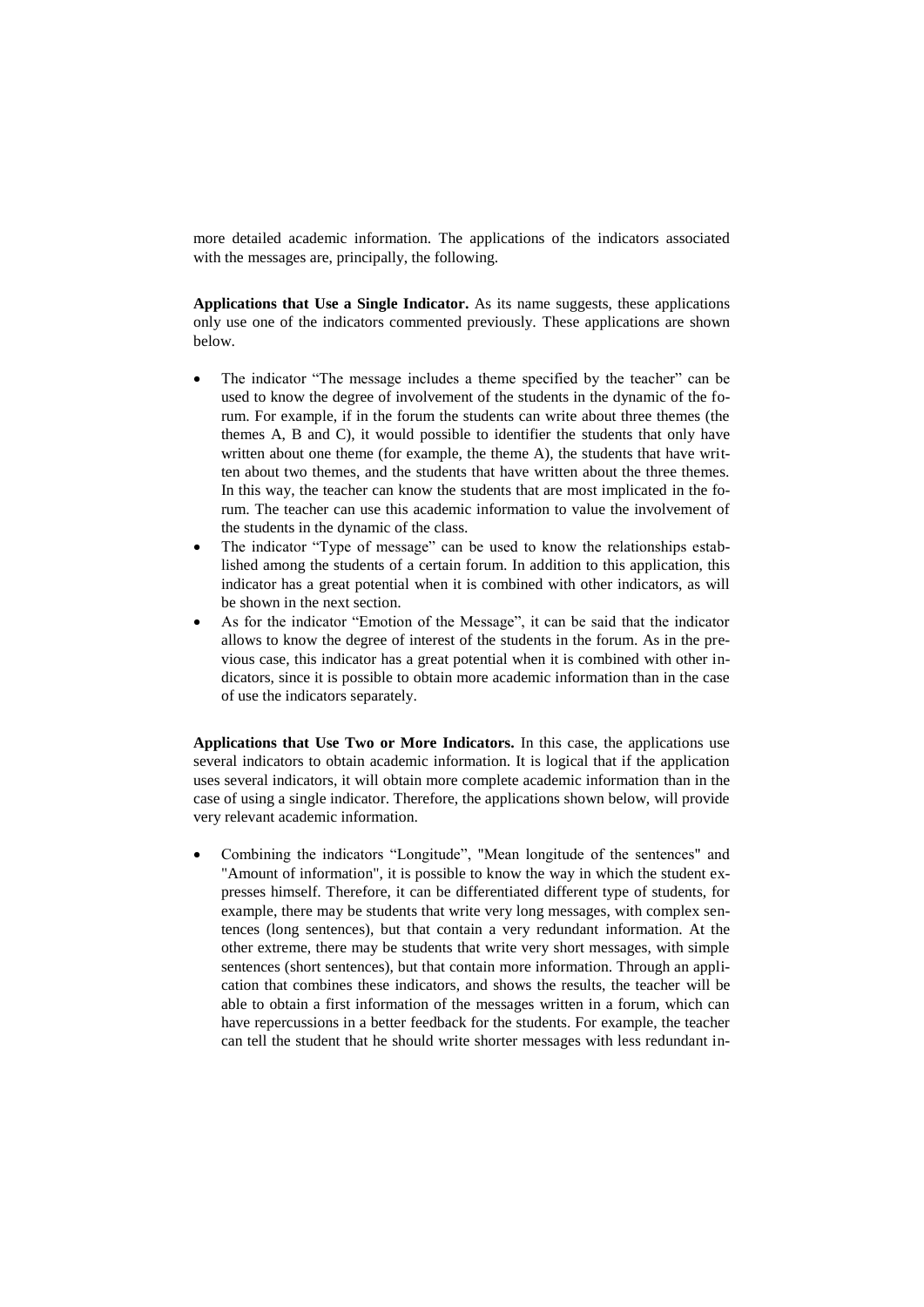more detailed academic information. The applications of the indicators associated with the messages are, principally, the following.

**Applications that Use a Single Indicator.** As its name suggests, these applications only use one of the indicators commented previously. These applications are shown below.

- The indicator "The message includes a theme specified by the teacher" can be used to know the degree of involvement of the students in the dynamic of the forum. For example, if in the forum the students can write about three themes (the themes A, B and C), it would possible to identifier the students that only have written about one theme (for example, the theme A), the students that have written about two themes, and the students that have written about the three themes. In this way, the teacher can know the students that are most implicated in the forum. The teacher can use this academic information to value the involvement of the students in the dynamic of the class.
- The indicator "Type of message" can be used to know the relationships established among the students of a certain forum. In addition to this application, this indicator has a great potential when it is combined with other indicators, as will be shown in the next section.
- As for the indicator "Emotion of the Message", it can be said that the indicator allows to know the degree of interest of the students in the forum. As in the previous case, this indicator has a great potential when it is combined with other indicators, since it is possible to obtain more academic information than in the case of use the indicators separately.

**Applications that Use Two or More Indicators.** In this case, the applications use several indicators to obtain academic information. It is logical that if the application uses several indicators, it will obtain more complete academic information than in the case of using a single indicator. Therefore, the applications shown below, will provide very relevant academic information.

- Combining the indicators "Longitude", "Mean longitude of the sentences" and "Amount of information", it is possible to know the way in which the student expresses himself. Therefore, it can be differentiated different type of students, for example, there may be students that write very long messages, with complex sentences (long sentences), but that contain a very redundant information. At the other extreme, there may be students that write very short messages, with simple sentences (short sentences), but that contain more information. Through an application that combines these indicators, and shows the results, the teacher will be able to obtain a first information of the messages written in a forum, which can have repercussions in a better feedback for the students. For example, the teacher can tell the student that he should write shorter messages with less redundant in-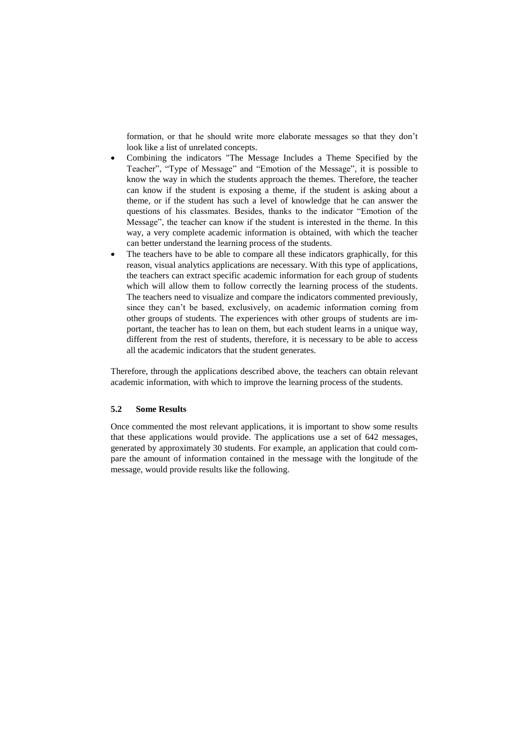formation, or that he should write more elaborate messages so that they don't look like a list of unrelated concepts.

- Combining the indicators "The Message Includes a Theme Specified by the Teacher", "Type of Message" and "Emotion of the Message", it is possible to know the way in which the students approach the themes. Therefore, the teacher can know if the student is exposing a theme, if the student is asking about a theme, or if the student has such a level of knowledge that he can answer the questions of his classmates. Besides, thanks to the indicator "Emotion of the Message", the teacher can know if the student is interested in the theme. In this way, a very complete academic information is obtained, with which the teacher can better understand the learning process of the students.
- The teachers have to be able to compare all these indicators graphically, for this reason, visual analytics applications are necessary. With this type of applications, the teachers can extract specific academic information for each group of students which will allow them to follow correctly the learning process of the students. The teachers need to visualize and compare the indicators commented previously, since they can't be based, exclusively, on academic information coming from other groups of students. The experiences with other groups of students are important, the teacher has to lean on them, but each student learns in a unique way, different from the rest of students, therefore, it is necessary to be able to access all the academic indicators that the student generates.

Therefore, through the applications described above, the teachers can obtain relevant academic information, with which to improve the learning process of the students.

### 5.2 Some Results

Once commented the most relevant applications, it is important to show some results that these applications would provide. The applications use a set of 642 messages, generated by approximately 30 students. For example, an application that could compare the amount of information contained in the message with the longitude of the message, would provide results like the following.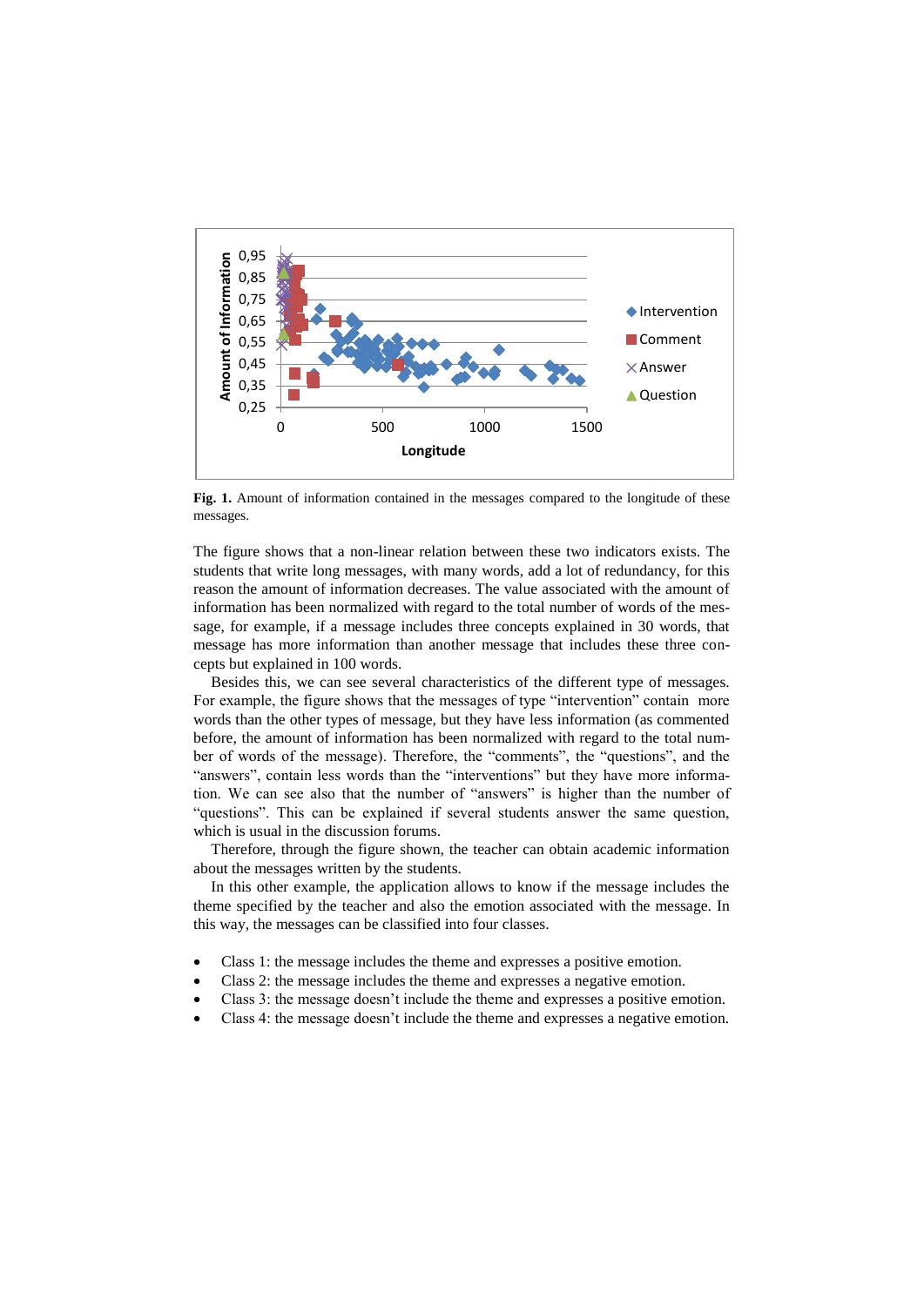**Fig. 1.** Amount of information contained in the messages compared to the longitude of these messages.

The figure shows that a non-linear relation between these two indicators exists. The students that write long messages, with many words, add a lot of redundancy, for this reason the amount of information decreases. The value associated with the amount of information has been normalized with regard to the total number of words of the message, for example, if a message includes three concepts explained in 30 words, that message has more information than another message that includes these three concepts but explained in 100 words.

Besides this, we can see several characteristics of the different type of messages. For example, the figure shows that the messages of type "intervention" contain more words than the other types of message, but they have less information (as commented before, the amount of information has been normalized with regard to the total number of words of the message). Therefore, the "comments", the "questions", and the "answers", contain less words than the "interventions" but they have more information. We can see also that the number of "answers" is higher than the number of "questions". This can be explained if several students answer the same question, which is usual in the discussion forums.

Therefore, through the figure shown, the teacher can obtain academic information about the messages written by the students.

In this other example, the application allows to know if the message includes the theme specified by the teacher and also the emotion associated with the message. In this way, the messages can be classified into four classes.

- Class 1: the message includes the theme and expresses a positive emotion.
- Class 2: the message includes the theme and expresses a negative emotion.
- Class 3: the message doesn't include the theme and expresses a positive emotion.
- Class 4: the message doesn't include the theme and expresses a negative emotion.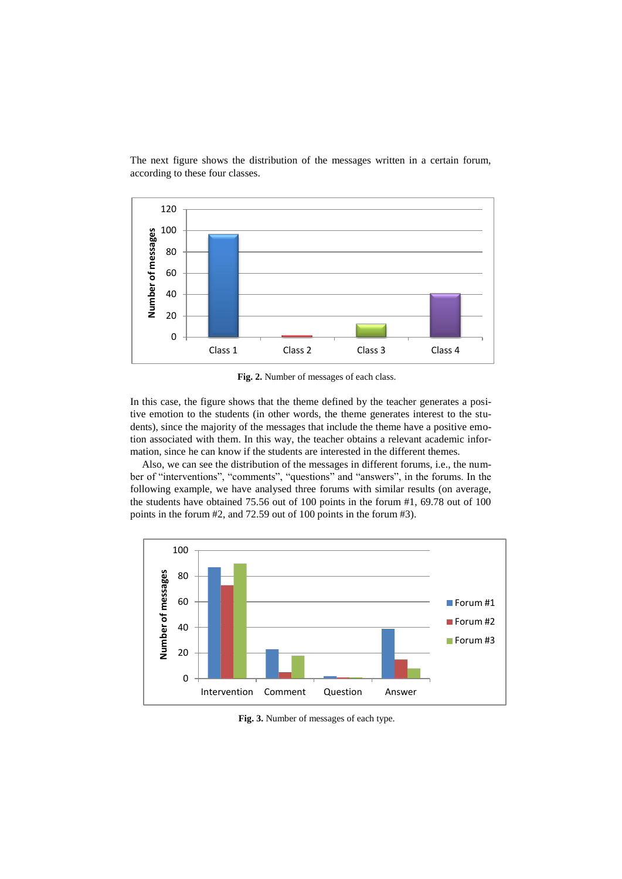The next figure shows the distribution of the messages written in a certain forum, according to these four classes.

**Fig. 2.** Number of messages of each class.

In this case, the figure shows that the theme defined by the teacher generates a positive emotion to the students (in other words, the theme generates interest to the students), since the majority of the messages that include the theme have a positive emotion associated with them. In this way, the teacher obtains a relevant academic information, since he can know if the students are interested in the different themes.

Also, we can see the distribution of the messages in different forums, i.e., the number of "interventions", "comments", "questions" and "answers", in the forums. In the following example, we have analysed three forums with similar results (on average, the students have obtained 75.56 out of 100 points in the forum #1, 69.78 out of 100 points in the forum #2, and 72.59 out of 100 points in the forum #3).

**Fig. 3.** Number of messages of each type.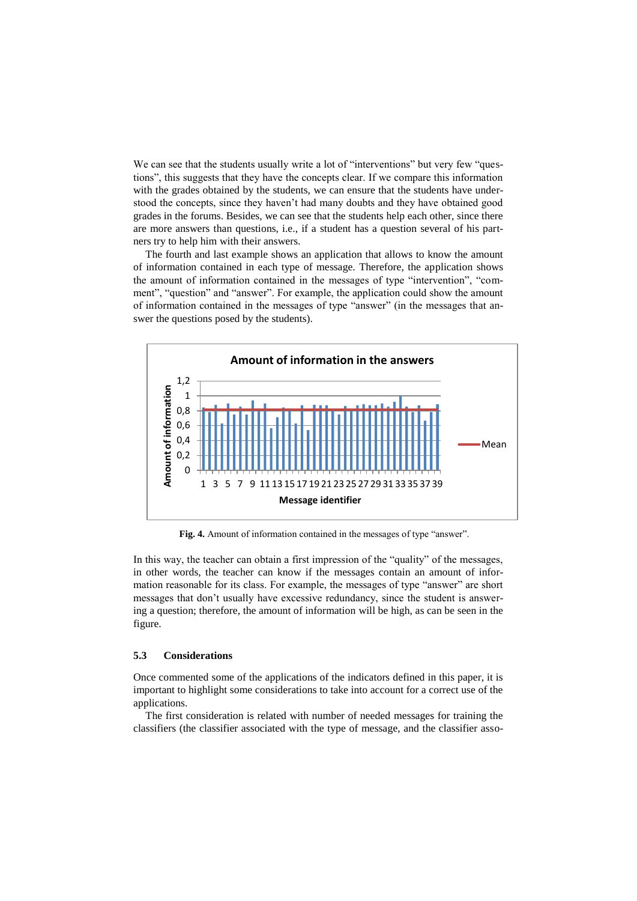We can see that the students usually write a lot of "interventions" but very few "questions", this suggests that they have the concepts clear. If we compare this information with the grades obtained by the students, we can ensure that the students have understood the concepts, since they haven't had many doubts and they have obtained good grades in the forums. Besides, we can see that the students help each other, since there are more answers than questions, i.e., if a student has a question several of his partners try to help him with their answers.

The fourth and last example shows an application that allows to know the amount of information contained in each type of message. Therefore, the application shows the amount of information contained in the messages of type "intervention", "comment", "question" and "answer". For example, the application could show the amount of information contained in the messages of type "answer" (in the messages that answer the questions posed by the students).

**Fig. 4.** Amount of information contained in the messages of type "answer".

In this way, the teacher can obtain a first impression of the "quality" of the messages, in other words, the teacher can know if the messages contain an amount of information reasonable for its class. For example, the messages of type "answer" are short messages that don't usually have excessive redundancy, since the student is answering a question; therefore, the amount of information will be high, as can be seen in the figure.

### 5.3 Considerations

Once commented some of the applications of the indicators defined in this paper, it is important to highlight some considerations to take into account for a correct use of the applications.

The first consideration is related with number of needed messages for training the classifiers (the classifier associated with the type of message, and the classifier asso-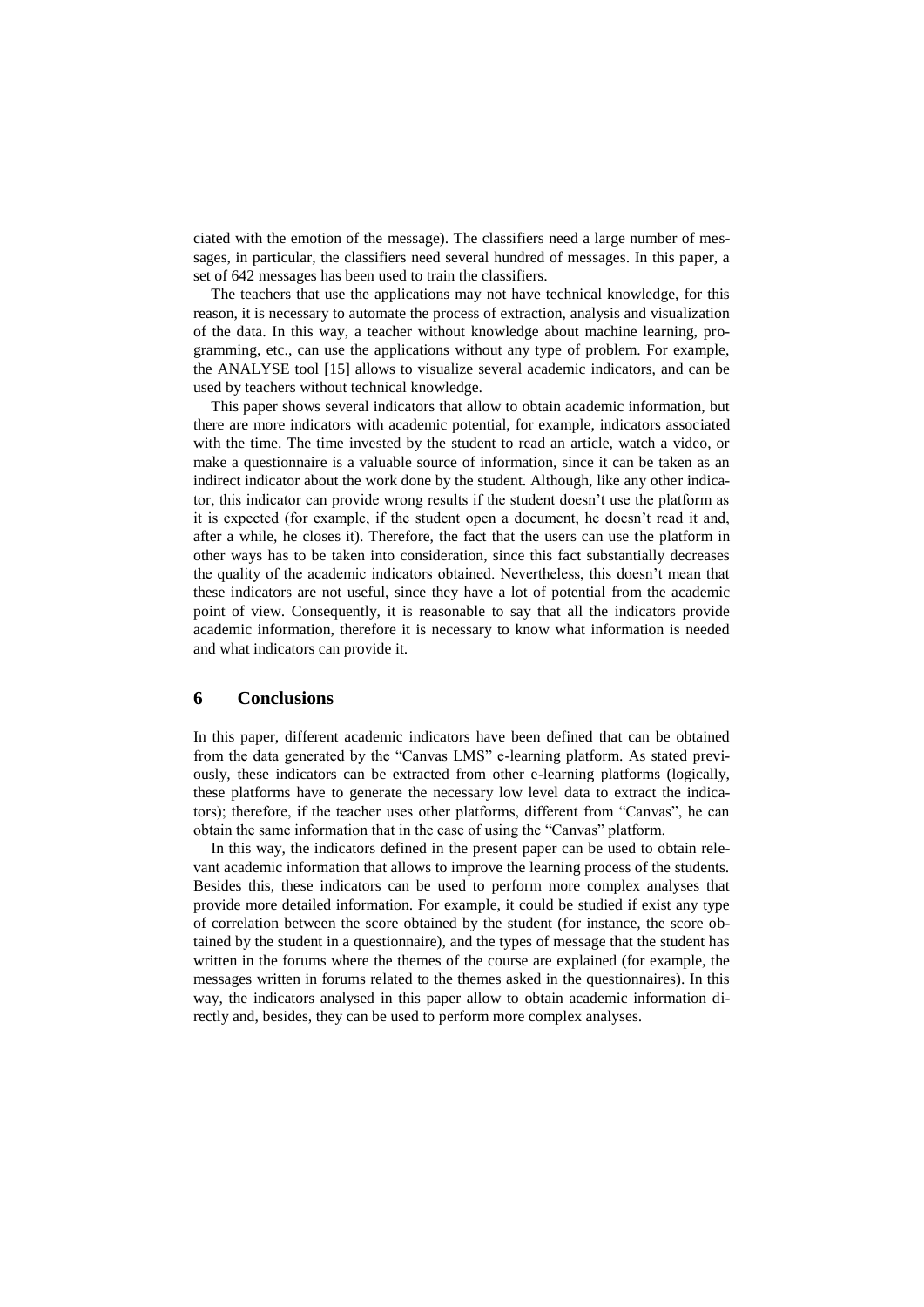ciated with the emotion of the message). The classifiers need a large number of messages, in particular, the classifiers need several hundred of messages. In this paper, a set of 642 messages has been used to train the classifiers.

The teachers that use the applications may not have technical knowledge, for this reason, it is necessary to automate the process of extraction, analysis and visualization of the data. In this way, a teacher without knowledge about machine learning, programming, etc., can use the applications without any type of problem. For example, the ANALYSE tool [15] allows to visualize several academic indicators, and can be used by teachers without technical knowledge.

This paper shows several indicators that allow to obtain academic information, but there are more indicators with academic potential, for example, indicators associated with the time. The time invested by the student to read an article, watch a video, or make a questionnaire is a valuable source of information, since it can be taken as an indirect indicator about the work done by the student. Although, like any other indicator, this indicator can provide wrong results if the student doesn't use the platform as it is expected (for example, if the student open a document, he doesn't read it and, after a while, he closes it). Therefore, the fact that the users can use the platform in other ways has to be taken into consideration, since this fact substantially decreases the quality of the academic indicators obtained. Nevertheless, this doesn't mean that these indicators are not useful, since they have a lot of potential from the academic point of view. Consequently, it is reasonable to say that all the indicators provide academic information, therefore it is necessary to know what information is needed and what indicators can provide it.

## 6 Conclusions

In this paper, different academic indicators have been defined that can be obtained from the data generated by the "Canvas LMS" e-learning platform. As stated previously, these indicators can be extracted from other e-learning platforms (logically, these platforms have to generate the necessary low level data to extract the indicators); therefore, if the teacher uses other platforms, different from "Canvas", he can obtain the same information that in the case of using the "Canvas" platform.

In this way, the indicators defined in the present paper can be used to obtain relevant academic information that allows to improve the learning process of the students. Besides this, these indicators can be used to perform more complex analyses that provide more detailed information. For example, it could be studied if exist any type of correlation between the score obtained by the student (for instance, the score obtained by the student in a questionnaire), and the types of message that the student has written in the forums where the themes of the course are explained (for example, the messages written in forums related to the themes asked in the questionnaires). In this way, the indicators analysed in this paper allow to obtain academic information directly and, besides, they can be used to perform more complex analyses.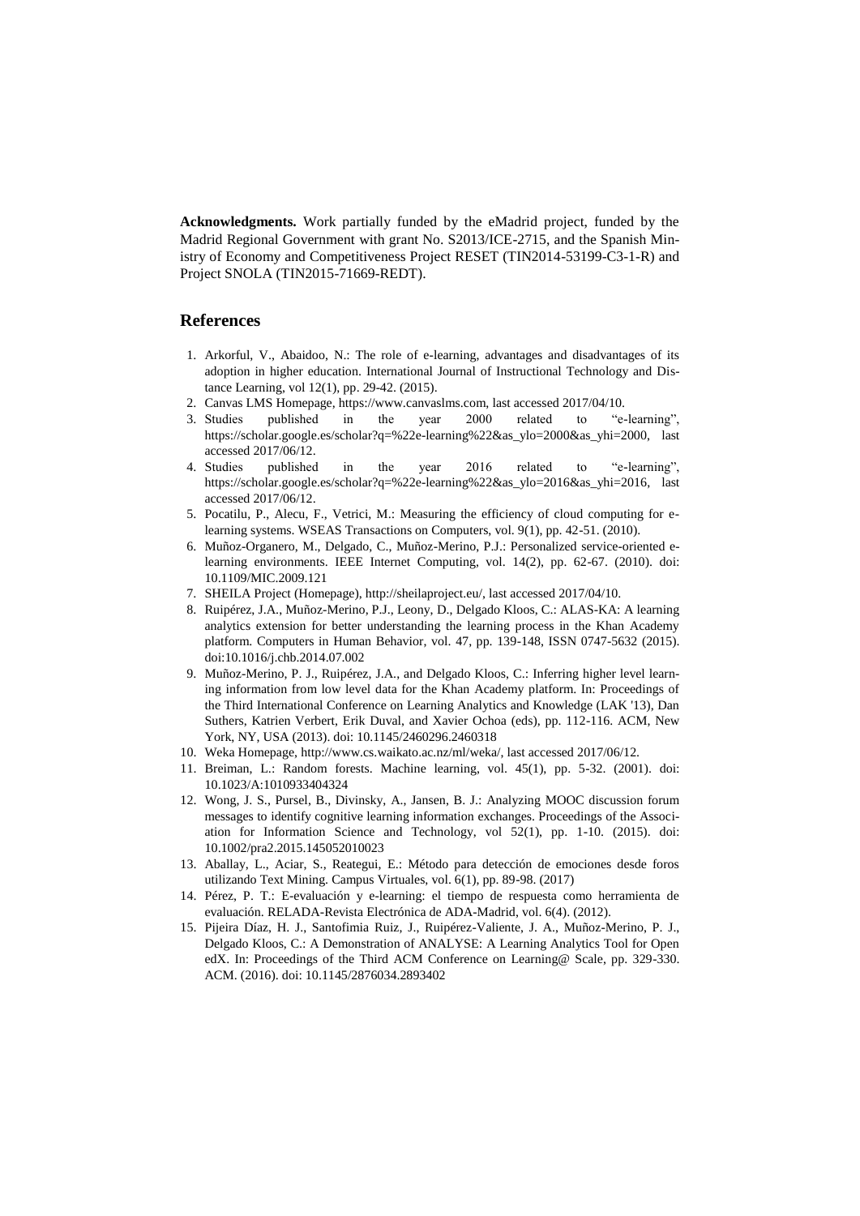**Acknowledgments.** Work partially funded by the eMadrid project, funded by the Madrid Regional Government with grant No. S2013/ICE-2715, and the Spanish Ministry of Economy and Competitiveness Project RESET (TIN2014-53199-C3-1-R) and Project SNOLA (TIN2015-71669-REDT).

## References

1. Arkorful, V., Abaidoo, N.: The role of e-learning, advantages and disadvantages of its adoption in higher education. International Journal of Instructional Technology and Distance Learning, vol 12(1), pp. 29-42. (2015).
2. Canvas LMS Homepage, https://www.canvaslms.com, last accessed 2017/04/10.
3. Studies published in the year 2000 related to "e-learning", https://scholar.google.es/scholar?q=%22e-learning%22&as_ylo=2000&as_yhi=2000, last accessed 2017/06/12.
4. Studies published in the year 2016 related to "e-learning", https://scholar.google.es/scholar?q=%22e-learning%22&as_ylo=2016&as_yhi=2016, last accessed 2017/06/12.
5. Pocatilu, P., Alecu, F., Vetrici, M.: Measuring the efficiency of cloud computing for e-learning systems. WSEAS Transactions on Computers, vol. 9(1), pp. 42-51. (2010).
6. Muñoz-Organero, M., Delgado, C., Muñoz-Merino, P.J.: Personalized service-oriented e-learning environments. IEEE Internet Computing, vol. 14(2), pp. 62-67. (2010). doi: 10.1109/MIC.2009.121
7. SHEILA Project (Homepage), http://sheilaproject.eu/, last accessed 2017/04/10.
8. Ruipérez, J.A., Muñoz-Merino, P.J., Leony, D., Delgado Kloos, C.: ALAS-KA: A learning analytics extension for better understanding the learning process in the Khan Academy platform. Computers in Human Behavior, vol. 47, pp. 139-148, ISSN 0747-5632 (2015). doi:10.1016/j.chb.2014.07.002
9. Muñoz-Merino, P. J., Ruipérez, J.A., and Delgado Kloos, C.: Inferring higher level learning information from low level data for the Khan Academy platform. In: Proceedings of the Third International Conference on Learning Analytics and Knowledge (LAK '13), Dan Suthers, Katrien Verbert, Erik Duval, and Xavier Ochoa (eds), pp. 112-116. ACM, New York, NY, USA (2013). doi: 10.1145/2460296.2460318
10. Weka Homepage, http://www.cs.waikato.ac.nz/ml/weka/, last accessed 2017/06/12.
11. Breiman, L.: Random forests. Machine learning, vol. 45(1), pp. 5-32. (2001). doi: 10.1023/A:1010933404324
12. Wong, J. S., Pursel, B., Divinsky, A., Jansen, B. J.: Analyzing MOOC discussion forum messages to identify cognitive learning information exchanges. Proceedings of the Association for Information Science and Technology, vol 52(1), pp. 1-10. (2015). doi: 10.1002/pra2.2015.145052010023
13. Aballay, L., Aciar, S., Reategui, E.: Método para detección de emociones desde foros utilizando Text Mining. Campus Virtuales, vol. 6(1), pp. 89-98. (2017)
14. Pérez, P. T.: E-evaluación y e-learning: el tiempo de respuesta como herramienta de evaluación. RELADA-Revista Electrónica de ADA-Madrid, vol. 6(4). (2012).
15. Pijeira Díaz, H. J., Santofimia Ruiz, J., Ruipérez-Valiente, J. A., Muñoz-Merino, P. J., Delgado Kloos, C.: A Demonstration of ANALYSE: A Learning Analytics Tool for Open edX. In: Proceedings of the Third ACM Conference on Learning@ Scale, pp. 329-330. ACM. (2016). doi: 10.1145/2876034.2893402